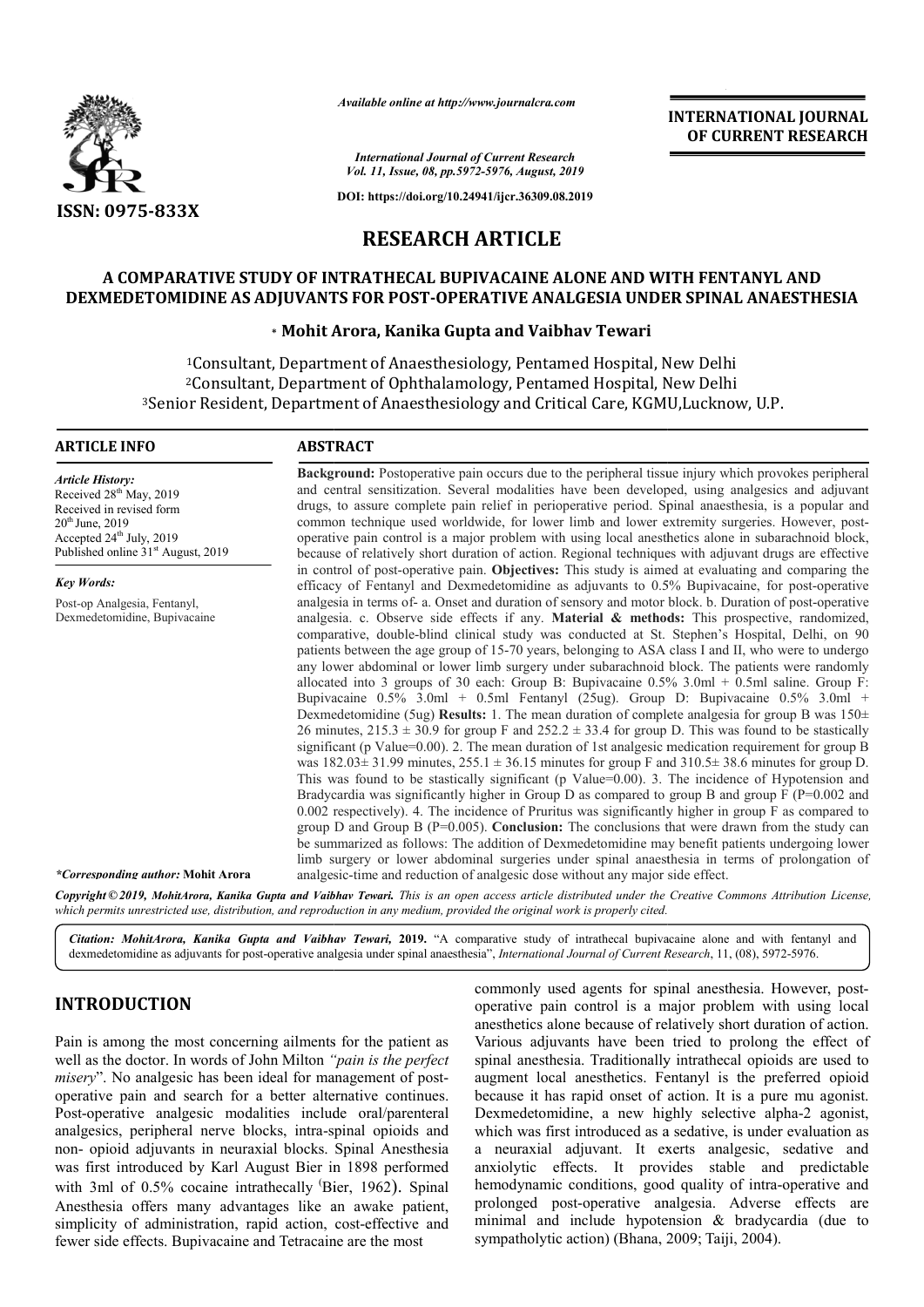ISSN: 0975-833X

*Available online at http://www.journalcra.com*

*International Journal of Current Research*
*Vol. 11, Issue, 08, pp.5972-5976, August, 2019*

**DOI: https://doi.org/10.24941/ijcr.36309.08.2019**

**INTERNATIONAL JOURNAL OF CURRENT RESEARCH**

# RESEARCH ARTICLE

## A COMPARATIVE STUDY OF INTRATHECAL BUPIVACAINE ALONE AND WITH FENTANYL AND DEXMEDETOMIDINE AS ADJUVANTS FOR POST-OPERATIVE ANALGESIA UNDER SPINAL ANAESTHESIA

**\* Mohit Arora, Kanika Gupta and Vaibhav Tewari**

[1]Consultant, Department of Anaesthesiology, Pentamed Hospital, New Delhi
[2]Consultant, Department of Ophthalamology, Pentamed Hospital, New Delhi
[3]Senior Resident, Department of Anaesthesiology and Critical Care, KGMU,Lucknow, U.P.

### ARTICLE INFO

*Article History:*
Received 28th May, 2019
Received in revised form
20th June, 2019
Accepted 24th July, 2019
Published online 31st August, 2019

*Key Words:*
Post-op Analgesia, Fentanyl, Dexmedetomidine, Bupivacaine

*\*Corresponding author:* **Mohit Arora**

### ABSTRACT

**Background:** Postoperative pain occurs due to the peripheral tissue injury which provokes peripheral and central sensitization. Several modalities have been developed, using analgesics and adjuvant drugs, to assure complete pain relief in perioperative period. Spinal anaesthesia, is a popular and common technique used worldwide, for lower limb and lower extremity surgeries. However, post-operative pain control is a major problem with using local anesthetics alone in subarachnoid block, because of relatively short duration of action. Regional techniques with adjuvant drugs are effective in control of post-operative pain. **Objectives:** This study is aimed at evaluating and comparing the efficacy of Fentanyl and Dexmedetomidine as adjuvants to 0.5% Bupivacaine, for post-operative analgesia in terms of- a. Onset and duration of sensory and motor block. b. Duration of post-operative analgesia. c. Observe side effects if any. **Material & methods:** This prospective, randomized, comparative, double-blind clinical study was conducted at St. Stephen's Hospital, Delhi, on 90 patients between the age group of 15-70 years, belonging to ASA class I and II, who were to undergo any lower abdominal or lower limb surgery under subarachnoid block. The patients were randomly allocated into 3 groups of 30 each: Group B: Bupivacaine 0.5% 3.0ml + 0.5ml saline. Group F: Bupivacaine 0.5% 3.0ml + 0.5ml Fentanyl (25ug). Group D: Bupivacaine 0.5% 3.0ml + Dexmedetomidine (5ug) **Results:** 1. The mean duration of complete analgesia for group B was 150± 26 minutes, 215.3 ± 30.9 for group F and 252.2 ± 33.4 for group D. This was found to be stastically significant (p Value=0.00). 2. The mean duration of 1st analgesic medication requirement for group B was 182.03± 31.99 minutes, 255.1 ± 36.15 minutes for group F and 310.5± 38.6 minutes for group D. This was found to be stastically significant (p Value=0.00). 3. The incidence of Hypotension and Bradycardia was significantly higher in Group D as compared to group B and group F (P=0.002 and 0.002 respectively). 4. The incidence of Pruritus was significantly higher in group F as compared to group D and Group B (P=0.005). **Conclusion:** The conclusions that were drawn from the study can be summarized as follows: The addition of Dexmedetomidine may benefit patients undergoing lower limb surgery or lower abdominal surgeries under spinal anaesthesia in terms of prolongation of analgesic-time and reduction of analgesic dose without any major side effect.

**Copyright © 2019, MohitArora, Kanika Gupta and Vaibhav Tewari.** *This is an open access article distributed under the Creative Commons Attribution License, which permits unrestricted use, distribution, and reproduction in any medium, provided the original work is properly cited.*

**Citation: MohitArora, Kanika Gupta and Vaibhav Tewari, 2019.** "A comparative study of intrathecal bupivacaine alone and with fentanyl and dexmedetomidine as adjuvants for post-operative analgesia under spinal anaesthesia", *International Journal of Current Research*, 11, (08), 5972-5976.

## INTRODUCTION

Pain is among the most concerning ailments for the patient as well as the doctor. In words of John Milton *"pain is the perfect misery"*. No analgesic has been ideal for management of post-operative pain and search for a better alternative continues. Post-operative analgesic modalities include oral/parenteral analgesics, peripheral nerve blocks, intra-spinal opioids and non- opioid adjuvants in neuraxial blocks. Spinal Anesthesia was first introduced by Karl August Bier in 1898 performed with 3ml of 0.5% cocaine intrathecally (Bier, 1962). Spinal Anesthesia offers many advantages like an awake patient, simplicity of administration, rapid action, cost-effective and fewer side effects. Bupivacaine and Tetracaine are the most commonly used agents for spinal anesthesia. However, post-operative pain control is a major problem with using local anesthetics alone because of relatively short duration of action. Various adjuvants have been tried to prolong the effect of spinal anesthesia. Traditionally intrathecal opioids are used to augment local anesthetics. Fentanyl is the preferred opioid because it has rapid onset of action. It is a pure mu agonist. Dexmedetomidine, a new highly selective alpha-2 agonist, which was first introduced as a sedative, is under evaluation as a neuraxial adjuvant. It exerts analgesic, sedative and anxiolytic effects. It provides stable and predictable hemodynamic conditions, good quality of intra-operative and prolonged post-operative analgesia. Adverse effects are minimal and include hypotension & bradycardia (due to sympatholytic action) (Bhana, 2009; Taiji, 2004).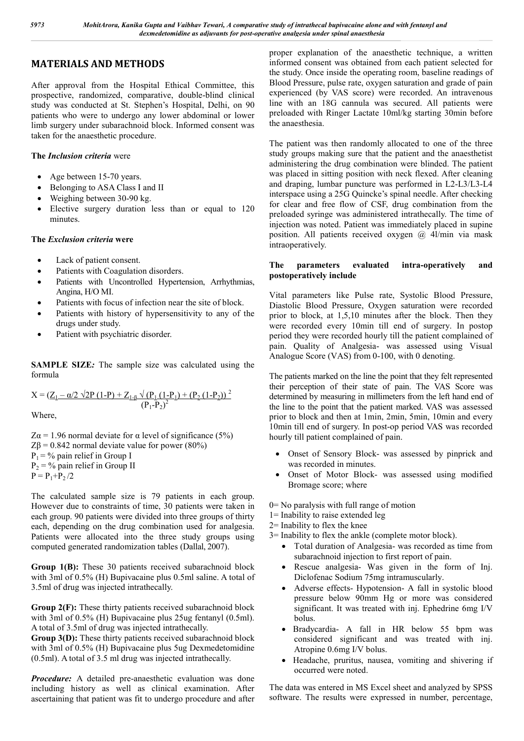## MATERIALS AND METHODS

After approval from the Hospital Ethical Committee, this prospective, randomized, comparative, double-blind clinical study was conducted at St. Stephen's Hospital, Delhi, on 90 patients who were to undergo any lower abdominal or lower limb surgery under subarachnoid block. Informed consent was taken for the anaesthetic procedure.

**The *Inclusion criteria* were**

- Age between 15-70 years.
- Belonging to ASA Class I and II
- Weighing between 30-90 kg.
- Elective surgery duration less than or equal to 120 minutes.

**The *Exclusion criteria* were**

- Lack of patient consent.
- Patients with Coagulation disorders.
- Patients with Uncontrolled Hypertension, Arrhythmias, Angina, H/O MI.
- Patients with focus of infection near the site of block.
- Patients with history of hypersensitivity to any of the drugs under study.
- Patient with psychiatric disorder.

**SAMPLE SIZE*:*** The sample size was calculated using the formula

$$X = \frac{\left(Z_{1-\alpha/2}\sqrt{2P(1-P)} + Z_{1-\beta}\sqrt{P_1(1-P_1) + P_2(1-P_2)}\right)^2}{(P_1-P_2)^2}$$

Where,

$Z\alpha = 1.96$ normal deviate for $\alpha$ level of significance (5%)
$Z\beta = 0.842$ normal deviate value for power (80%)
$P_1$ = % pain relief in Group I
$P_2$ = % pain relief in Group II
$P = P_1+P_2/2$

The calculated sample size is 79 patients in each group. However due to constraints of time, 30 patients were taken in each group. 90 patients were divided into three groups of thirty each, depending on the drug combination used for analgesia. Patients were allocated into the three study groups using computed generated randomization tables (Dallal, 2007).

**Group 1(B):** These 30 patients received subarachnoid block with 3ml of 0.5% (H) Bupivacaine plus 0.5ml saline. A total of 3.5ml of drug was injected intrathecally.

**Group 2(F):** These thirty patients received subarachnoid block with 3ml of 0.5% (H) Bupivacaine plus 25ug fentanyl (0.5ml). A total of 3.5ml of drug was injected intrathecally.

**Group 3(D):** These thirty patients received subarachnoid block with 3ml of 0.5% (H) Bupivacaine plus 5ug Dexmedetomidine (0.5ml). A total of 3.5 ml drug was injected intrathecally.

***Procedure:*** A detailed pre-anaesthetic evaluation was done including history as well as clinical examination. After ascertaining that patient was fit to undergo procedure and after proper explanation of the anaesthetic technique, a written informed consent was obtained from each patient selected for the study. Once inside the operating room, baseline readings of Blood Pressure, pulse rate, oxygen saturation and grade of pain experienced (by VAS score) were recorded. An intravenous line with an 18G cannula was secured. All patients were preloaded with Ringer Lactate 10ml/kg starting 30min before the anaesthesia.

The patient was then randomly allocated to one of the three study groups making sure that the patient and the anaesthetist administering the drug combination were blinded. The patient was placed in sitting position with neck flexed. After cleaning and draping, lumbar puncture was performed in L2-L3/L3-L4 interspace using a 25G Quincke's spinal needle. After checking for clear and free flow of CSF, drug combination from the preloaded syringe was administered intrathecally. The time of injection was noted. Patient was immediately placed in supine position. All patients received oxygen @ 4l/min via mask intraoperatively.

### The parameters evaluated intra-operatively and postoperatively include

Vital parameters like Pulse rate, Systolic Blood Pressure, Diastolic Blood Pressure, Oxygen saturation were recorded prior to block, at 1,5,10 minutes after the block. Then they were recorded every 10min till end of surgery. In postop period they were recorded hourly till the patient complained of pain. Quality of Analgesia- was assessed using Visual Analogue Score (VAS) from 0-100, with 0 denoting.

The patients marked on the line the point that they felt represented their perception of their state of pain. The VAS Score was determined by measuring in millimeters from the left hand end of the line to the point that the patient marked. VAS was assessed prior to block and then at 1min, 2min, 5min, 10min and every 10min till end of surgery. In post-op period VAS was recorded hourly till patient complained of pain.

- Onset of Sensory Block- was assessed by pinprick and was recorded in minutes.
- Onset of Motor Block- was assessed using modified Bromage score; where

0= No paralysis with full range of motion
1= Inability to raise extended leg
2= Inability to flex the knee
3= Inability to flex the ankle (complete motor block).

- Total duration of Analgesia- was recorded as time from subarachnoid injection to first report of pain.
- Rescue analgesia- Was given in the form of Inj. Diclofenac Sodium 75mg intramuscularly.
- Adverse effects- Hypotension- A fall in systolic blood pressure below 90mm Hg or more was considered significant. It was treated with inj. Ephedrine 6mg I/V bolus.
- Bradycardia- A fall in HR below 55 bpm was considered significant and was treated with inj. Atropine 0.6mg I/V bolus.
- Headache, pruritus, nausea, vomiting and shivering if occurred were noted.

The data was entered in MS Excel sheet and analyzed by SPSS software. The results were expressed in number, percentage,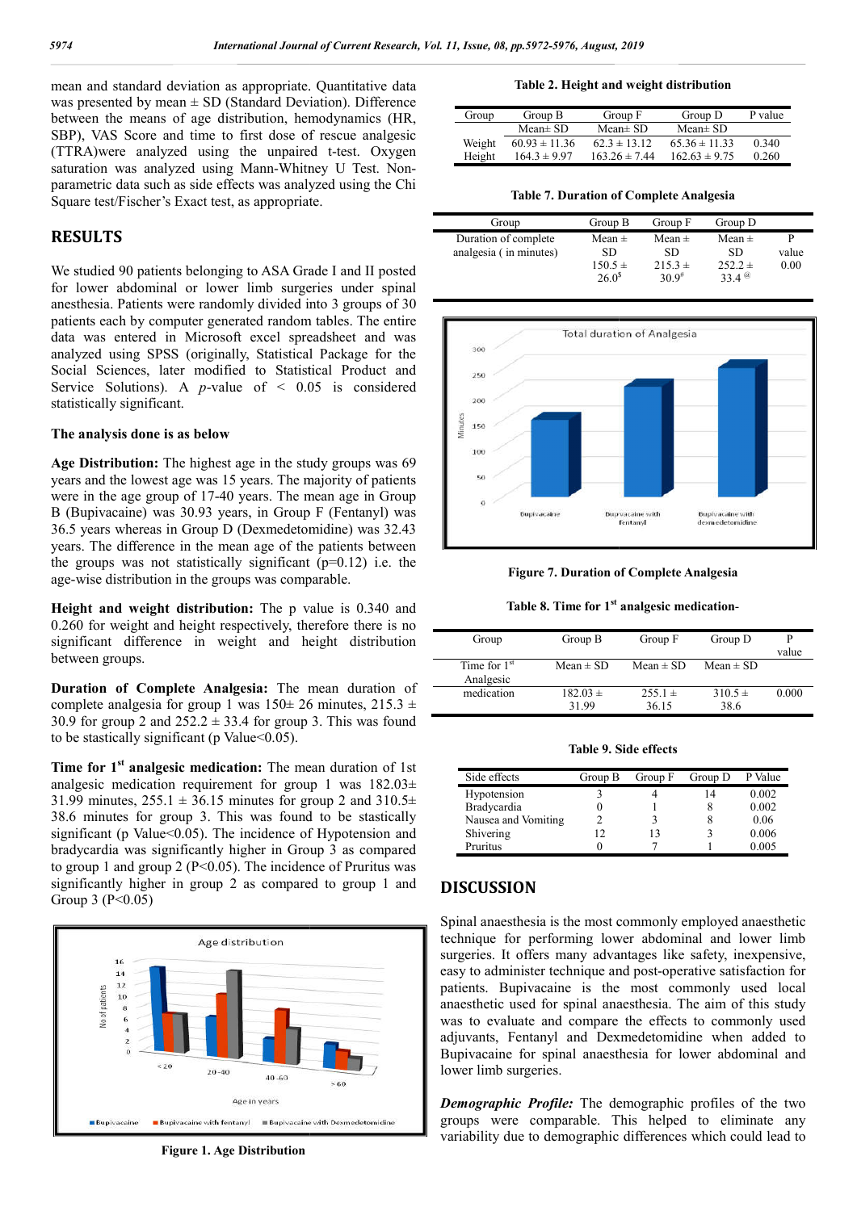mean and standard deviation as appropriate. Quantitative data was presented by mean ± SD (Standard Deviation). Difference between the means of age distribution, hemodynamics (HR, SBP), VAS Score and time to first dose of rescue analgesic (TTRA)were analyzed using the unpaired t-test. Oxygen saturation was analyzed using Mann-Whitney U Test. Non-parametric data such as side effects was analyzed using the Chi Square test/Fischer's Exact test, as appropriate.

## RESULTS

We studied 90 patients belonging to ASA Grade I and II posted for lower abdominal or lower limb surgeries under spinal anesthesia. Patients were randomly divided into 3 groups of 30 patients each by computer generated random tables. The entire data was entered in Microsoft excel spreadsheet and was analyzed using SPSS (originally, Statistical Package for the Social Sciences, later modified to Statistical Product and Service Solutions). A *p*-value of < 0.05 is considered statistically significant.

**The analysis done is as below**

**Age Distribution:** The highest age in the study groups was 69 years and the lowest age was 15 years. The majority of patients were in the age group of 17-40 years. The mean age in Group B (Bupivacaine) was 30.93 years, in Group F (Fentanyl) was 36.5 years whereas in Group D (Dexmedetomidine) was 32.43 years. The difference in the mean age of the patients between the groups was not statistically significant (p=0.12) i.e. the age-wise distribution in the groups was comparable.

**Height and weight distribution:** The p value is 0.340 and 0.260 for weight and height respectively, therefore there is no significant difference in weight and height distribution between groups.

**Duration of Complete Analgesia:** The mean duration of complete analgesia for group 1 was 150± 26 minutes, 215.3 ± 30.9 for group 2 and 252.2 ± 33.4 for group 3. This was found to be stastically significant (p Value<0.05).

**Time for 1st analgesic medication:** The mean duration of 1st analgesic medication requirement for group 1 was 182.03± 31.99 minutes, 255.1 ± 36.15 minutes for group 2 and 310.5± 38.6 minutes for group 3. This was found to be stastically significant (p Value<0.05). The incidence of Hypotension and bradycardia was significantly higher in Group 3 as compared to group 1 and group 2 (P<0.05). The incidence of Pruritus was significantly higher in group 2 as compared to group 1 and Group 3 (P<0.05)

Figure 1. Age Distribution

**Table 2. Height and weight distribution**

| Group | Group B | Group F | Group D | P value |
|---|---|---|---|---|
| | Mean± SD | Mean± SD | Mean± SD | |
| Weight | 60.93 ± 11.36 | 62.3 ± 13.12 | 65.36 ± 11.33 | 0.340 |
| Height | 164.3 ± 9.97 | 163.26 ± 7.44 | 162.63 ± 9.75 | 0.260 |

**Table 7. Duration of Complete Analgesia**

| Group | Group B | Group F | Group D | |
|---|---|---|---|---|
| Duration of complete analgesia ( in minutes) | Mean ± SD 150.5 ± 26.0[$] | Mean ± SD 215.3 ± 30.9[#] | Mean ± SD 252.2 ± 33.4[@] | P value 0.00 |

Figure 7. Duration of Complete Analgesia

**Table 8. Time for 1st analgesic medication-**

| Group | Group B | Group F | Group D | P value |
|---|---|---|---|---|
| Time for 1st Analgesic | Mean ± SD | Mean ± SD | Mean ± SD | |
| medication | 182.03 ± 31.99 | 255.1 ± 36.15 | 310.5 ± 38.6 | 0.000 |

**Table 9. Side effects**

| Side effects | Group B | Group F | Group D | P Value |
|---|---|---|---|---|
| Hypotension | 3 | 4 | 14 | 0.002 |
| Bradycardia | 0 | 1 | 8 | 0.002 |
| Nausea and Vomiting | 2 | 3 | 8 | 0.06 |
| Shivering | 12 | 13 | 3 | 0.006 |
| Pruritus | 0 | 7 | 1 | 0.005 |

## DISCUSSION

Spinal anaesthesia is the most commonly employed anaesthetic technique for performing lower abdominal and lower limb surgeries. It offers many advantages like safety, inexpensive, easy to administer technique and post-operative satisfaction for patients. Bupivacaine is the most commonly used local anaesthetic used for spinal anaesthesia. The aim of this study was to evaluate and compare the effects to commonly used adjuvants, Fentanyl and Dexmedetomidine when added to Bupivacaine for spinal anaesthesia for lower abdominal and lower limb surgeries.

***Demographic Profile:*** The demographic profiles of the two groups were comparable. This helped to eliminate any variability due to demographic differences which could lead to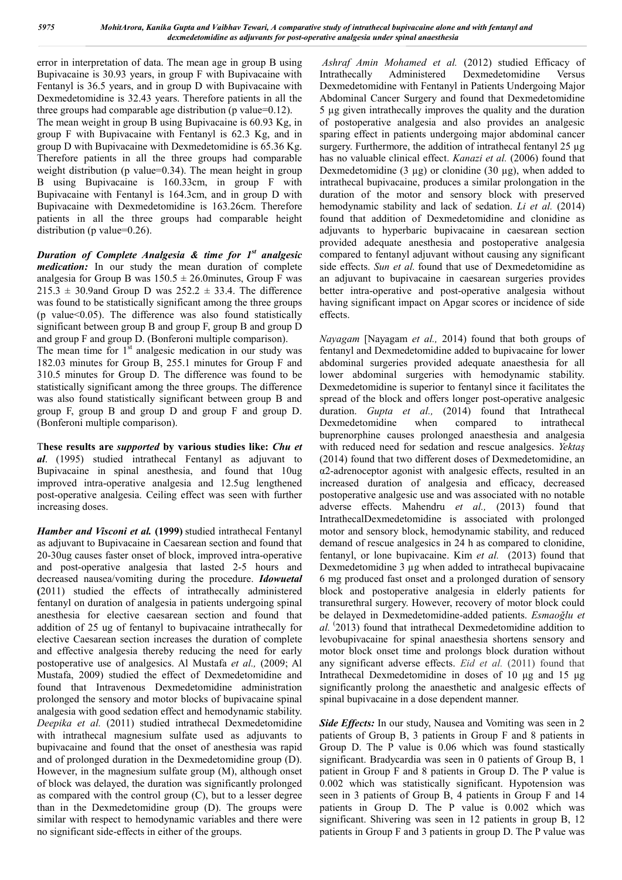error in interpretation of data. The mean age in group B using Bupivacaine is 30.93 years, in group F with Bupivacaine with Fentanyl is 36.5 years, and in group D with Bupivacaine with Dexmedetomidine is 32.43 years. Therefore patients in all the three groups had comparable age distribution (p value=0.12). The mean weight in group B using Bupivacaine is 60.93 Kg, in group F with Bupivacaine with Fentanyl is 62.3 Kg, and in group D with Bupivacaine with Dexmedetomidine is 65.36 Kg. Therefore patients in all the three groups had comparable weight distribution (p value=0.34). The mean height in group B using Bupivacaine is 160.33cm, in group F with Bupivacaine with Fentanyl is 164.3cm, and in group D with Bupivacaine with Dexmedetomidine is 163.26cm. Therefore patients in all the three groups had comparable height distribution (p value=0.26).

***Duration of Complete Analgesia & time for 1st analgesic medication:*** In our study the mean duration of complete analgesia for Group B was 150.5 ± 26.0minutes, Group F was 215.3 ± 30.9and Group D was 252.2 ± 33.4. The difference was found to be statistically significant among the three groups (p value<0.05). The difference was also found statistically significant between group B and group F, group B and group D and group F and group D. (Bonferoni multiple comparison).

The mean time for 1st analgesic medication in our study was 182.03 minutes for Group B, 255.1 minutes for Group F and 310.5 minutes for Group D. The difference was found to be statistically significant among the three groups. The difference was also found statistically significant between group B and group F, group B and group D and group F and group D. (Bonferoni multiple comparison).

**These results are *supported* by various studies like:** ***Chu et al***. (1995) studied intrathecal Fentanyl as adjuvant to Bupivacaine in spinal anesthesia, and found that 10ug improved intra-operative analgesia and 12.5ug lengthened post-operative analgesia. Ceiling effect was seen with further increasing doses.

***Hamber and Visconi et al.*** **(1999)** studied intrathecal Fentanyl as adjuvant to Bupivacaine in Caesarean section and found that 20-30ug causes faster onset of block, improved intra-operative and post-operative analgesia that lasted 2-5 hours and decreased nausea/vomiting during the procedure. ***Idowuetal*** **(**2011) studied the effects of intrathecally administered fentanyl on duration of analgesia in patients undergoing spinal anesthesia for elective caesarean section and found that addition of 25 ug of fentanyl to bupivacaine intrathecally for elective Caesarean section increases the duration of complete and effective analgesia thereby reducing the need for early postoperative use of analgesics. Al Mustafa *et al.,* (2009; Al Mustafa, 2009) studied the effect of Dexmedetomidine and found that Intravenous Dexmedetomidine administration prolonged the sensory and motor blocks of bupivacaine spinal analgesia with good sedation effect and hemodynamic stability. *Deepika et al.* (2011) studied intrathecal Dexmedetomidine with intrathecal magnesium sulfate used as adjuvants to bupivacaine and found that the onset of anesthesia was rapid and of prolonged duration in the Dexmedetomidine group (D). However, in the magnesium sulfate group (M), although onset of block was delayed, the duration was significantly prolonged as compared with the control group (C), but to a lesser degree than in the Dexmedetomidine group (D). The groups were similar with respect to hemodynamic variables and there were no significant side-effects in either of the groups.

*Ashraf Amin Mohamed et al.* (2012) studied Efficacy of Intrathecally Administered Dexmedetomidine Versus Dexmedetomidine with Fentanyl in Patients Undergoing Major Abdominal Cancer Surgery and found that Dexmedetomidine 5 µg given intrathecally improves the quality and the duration of postoperative analgesia and also provides an analgesic sparing effect in patients undergoing major abdominal cancer surgery. Furthermore, the addition of intrathecal fentanyl 25 µg has no valuable clinical effect. *Kanazi et al.* (2006) found that Dexmedetomidine (3 µg) or clonidine (30 µg), when added to intrathecal bupivacaine, produces a similar prolongation in the duration of the motor and sensory block with preserved hemodynamic stability and lack of sedation. *Li et al.* (2014) found that addition of Dexmedetomidine and clonidine as adjuvants to hyperbaric bupivacaine in caesarean section provided adequate anesthesia and postoperative analgesia compared to fentanyl adjuvant without causing any significant side effects. *Sun et al.* found that use of Dexmedetomidine as an adjuvant to bupivacaine in caesarean surgeries provides better intra-operative and post-operative analgesia without having significant impact on Apgar scores or incidence of side effects.

*Nayagam* [Nayagam *et al.,* 2014) found that both groups of fentanyl and Dexmedetomidine added to bupivacaine for lower abdominal surgeries provided adequate anaesthesia for all lower abdominal surgeries with hemodynamic stability. Dexmedetomidine is superior to fentanyl since it facilitates the spread of the block and offers longer post-operative analgesic duration. *Gupta et al.,* (2014) found that Intrathecal Dexmedetomidine when compared to intrathecal buprenorphine causes prolonged anaesthesia and analgesia with reduced need for sedation and rescue analgesics. *Yektaş* (2014) found that two different doses of Dexmedetomidine, an α2-adrenoceptor agonist with analgesic effects, resulted in an increased duration of analgesia and efficacy, decreased postoperative analgesic use and was associated with no notable adverse effects. Mahendru *et al.,* (2013) found that IntrathecalDexmedetomidine is associated with prolonged motor and sensory block, hemodynamic stability, and reduced demand of rescue analgesics in 24 h as compared to clonidine, fentanyl, or lone bupivacaine. Kim *et al.* (2013) found that Dexmedetomidine 3 µg when added to intrathecal bupivacaine 6 mg produced fast onset and a prolonged duration of sensory block and postoperative analgesia in elderly patients for transurethral surgery. However, recovery of motor block could be delayed in Dexmedetomidine-added patients. *Esmaoğlu et al.* (2013) found that intrathecal Dexmedetomidine addition to levobupivacaine for spinal anaesthesia shortens sensory and motor block onset time and prolongs block duration without any significant adverse effects. *Eid et al.* (2011) found that Intrathecal Dexmedetomidine in doses of 10 µg and 15 µg significantly prolong the anaesthetic and analgesic effects of spinal bupivacaine in a dose dependent manner.

***Side Effects:*** In our study, Nausea and Vomiting was seen in 2 patients of Group B, 3 patients in Group F and 8 patients in Group D. The P value is 0.06 which was found stastically significant. Bradycardia was seen in 0 patients of Group B, 1 patient in Group F and 8 patients in Group D. The P value is 0.002 which was statistically significant. Hypotension was seen in 3 patients of Group B, 4 patients in Group F and 14 patients in Group D. The P value is 0.002 which was significant. Shivering was seen in 12 patients in group B, 12 patients in Group F and 3 patients in group D. The P value was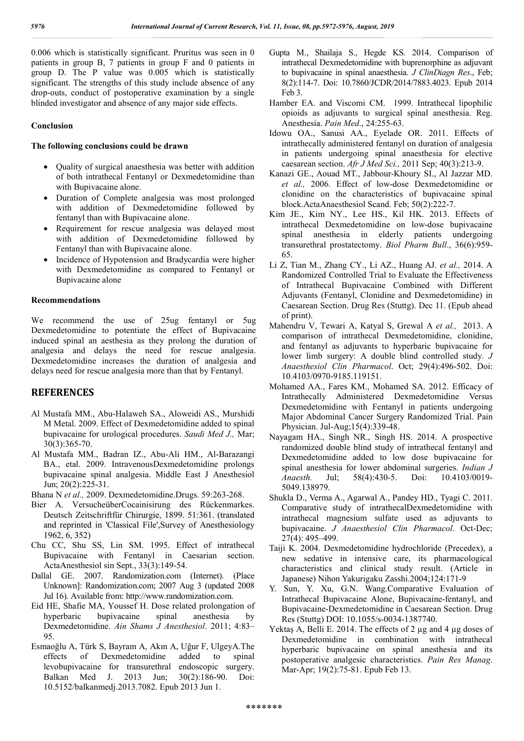0.006 which is statistically significant. Pruritus was seen in 0 patients in group B, 7 patients in group F and 0 patients in group D. The P value was 0.005 which is statistically significant. The strengths of this study include absence of any drop-outs, conduct of postoperative examination by a single blinded investigator and absence of any major side effects.

## Conclusion

### The following conclusions could be drawn

- Quality of surgical anaesthesia was better with addition of both intrathecal Fentanyl or Dexmedetomidine than with Bupivacaine alone.
- Duration of Complete analgesia was most prolonged with addition of Dexmedetomidine followed by fentanyl than with Bupivacaine alone.
- Requirement for rescue analgesia was delayed most with addition of Dexmedetomidine followed by Fentanyl than with Bupivacaine alone.
- Incidence of Hypotension and Bradycardia were higher with Dexmedetomidine as compared to Fentanyl or Bupivacaine alone

## Recommendations

We recommend the use of 25ug fentanyl or 5ug Dexmedetomidine to potentiate the effect of Bupivacaine induced spinal an aesthesia as they prolong the duration of analgesia and delays the need for rescue analgesia. Dexmedetomidine increases the duration of analgesia and delays need for rescue analgesia more than that by Fentanyl.

## REFERENCES

Al Mustafa MM., Abu-Halaweh SA., Aloweidi AS., Murshidi M Metal. 2009. Effect of Dexmedetomidine added to spinal bupivacaine for urological procedures. *Saudi Med J.,* Mar; 30(3):365-70.

Al Mustafa MM., Badran IZ., Abu-Ali HM., Al-Barazangi BA., etal. 2009. IntravenousDexmedetomidine prolongs bupivacaine spinal analgesia. Middle East J Anesthesiol Jun; 20(2):225-31.

Bhana N *et al.,* 2009. Dexmedetomidine.Drugs. 59:263-268.

Bier A. VersucheüberCocainisirung des Rückenmarkes. Deutsch Zeitschriftfür Chirurgie, 1899. 51:361. (translated and reprinted in 'Classical File',Survey of Anesthesiology 1962, 6, 352)

Chu CC, Shu SS, Lin SM. 1995. Effect of intrathecal Bupivacaine with Fentanyl in Caesarian section. ActaAnesthesiol sin Sept., 33(3):149-54.

Dallal GE. 2007. Randomization.com (Internet). (Place Unknown]: Randomization.com; 2007 Aug 3 (updated 2008 Jul 16). Available from: http://www.randomization.com.

Eid HE, Shafie MA, Youssef H. Dose related prolongation of hyperbaric bupivacaine spinal anesthesia by Dexmedetomidine. *Ain Shams J Anesthesiol*. 2011; 4:83–95.

Esmaoğlu A, Türk S, Bayram A, Akın A, Uğur F, UlgeyA.The effects of Dexmedetomidine added to spinal levobupivacaine for transurethral endoscopic surgery. Balkan Med J. 2013 Jun; 30(2):186-90. Doi: 10.5152/balkanmedj.2013.7082. Epub 2013 Jun 1.

Gupta M., Shailaja S., Hegde KS. 2014. Comparison of intrathecal Dexmedetomidine with buprenorphine as adjuvant to bupivacaine in spinal anaesthesia. *J ClinDiagn Res*., Feb; 8(2):114-7. Doi: 10.7860/JCDR/2014/7883.4023. Epub 2014 Feb 3.

Hamber EA. and Viscomi CM. 1999. Intrathecal lipophilic opioids as adjuvants to surgical spinal anesthesia. Reg. Anesthesia. *Pain Med*., 24:255-63.

Idowu OA., Sanusi AA., Eyelade OR. 2011. Effects of intrathecally administered fentanyl on duration of analgesia in patients undergoing spinal anaesthesia for elective caesarean section. *Afr J Med Sci.,* 2011 Sep; 40(3):213-9.

Kanazi GE., Aouad MT., Jabbour-Khoury SI., Al Jazzar MD. *et al.,* 2006. Effect of low-dose Dexmedetomidine or clonidine on the characteristics of bupivacaine spinal block.ActaAnaesthesiol Scand. Feb; 50(2):222-7.

Kim JE., Kim NY., Lee HS., Kil HK. 2013. Effects of intrathecal Dexmedetomidine on low-dose bupivacaine spinal anesthesia in elderly patients undergoing transurethral prostatectomy. *Biol Pharm Bull*., 36(6):959-65.

Li Z, Tian M., Zhang CY., Li AZ., Huang AJ. *et al.,* 2014. A Randomized Controlled Trial to Evaluate the Effectiveness of Intrathecal Bupivacaine Combined with Different Adjuvants (Fentanyl, Clonidine and Dexmedetomidine) in Caesarean Section. Drug Res (Stuttg). Dec 11. (Epub ahead of print).

Mahendru V, Tewari A, Katyal S, Grewal A *et al.,* 2013. A comparison of intrathecal Dexmedetomidine, clonidine, and fentanyl as adjuvants to hyperbaric bupivacaine for lower limb surgery: A double blind controlled study. *J Anaesthesiol Clin Pharmacol*. Oct; 29(4):496-502. Doi: 10.4103/0970-9185.119151.

Mohamed AA., Fares KM., Mohamed SA. 2012. Efficacy of Intrathecally Administered Dexmedetomidine Versus Dexmedetomidine with Fentanyl in patients undergoing Major Abdominal Cancer Surgery Randomized Trial. Pain Physician. Jul-Aug;15(4):339-48.

Nayagam HA., Singh NR., Singh HS. 2014. A prospective randomized double blind study of intrathecal fentanyl and Dexmedetomidine added to low dose bupivacaine for spinal anesthesia for lower abdominal surgeries. *Indian J Anaesth.* Jul; 58(4):430-5. Doi: 10.4103/0019-5049.138979.

Shukla D., Verma A., Agarwal A., Pandey HD., Tyagi C. 2011. Comparative study of intrathecalDexmedetomidine with intrathecal magnesium sulfate used as adjuvants to bupivacaine. *J Anaesthesiol Clin Pharmacol*. Oct-Dec; 27(4): 495–499.

Taiji K. 2004. Dexmedetomidine hydrochloride (Precedex), a new sedative in intensive care, its pharmacological characteristics and clinical study result. (Article in Japanese) Nihon Yakurigaku Zasshi.2004;124:171-9

Y. Sun, Y. Xu, G.N. Wang.Comparative Evaluation of Intrathecal Bupivacaine Alone, Bupivacaine-fentanyl, and Bupivacaine-Dexmedetomidine in Caesarean Section. Drug Res (Stuttg) DOI: 10.1055/s-0034-1387740.

Yektaş A, Belli E. 2014. The effects of 2 µg and 4 µg doses of Dexmedetomidine in combination with intrathecal hyperbaric bupivacaine on spinal anesthesia and its postoperative analgesic characteristics. *Pain Res Manag*. Mar-Apr; 19(2):75-81. Epub Feb 13.

\*\*\*\*\*\*\*